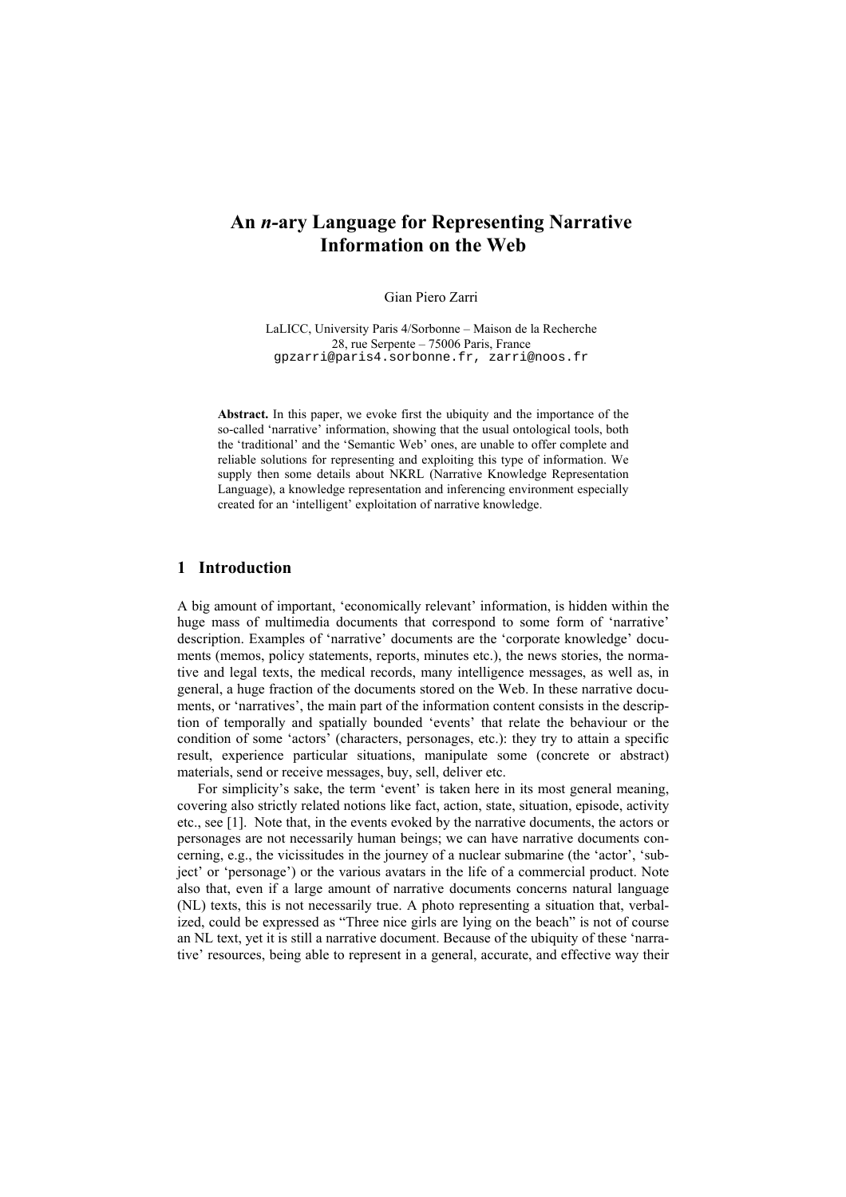# An *n*-ary Language for Representing Narrative Information on the Web

Gian Piero Zarri

LaLICC, University Paris 4/Sorbonne – Maison de la Recherche
28, rue Serpente – 75006 Paris, France
gpzarri@paris4.sorbonne.fr, zarri@noos.fr

**Abstract.** In this paper, we evoke first the ubiquity and the importance of the so-called 'narrative' information, showing that the usual ontological tools, both the 'traditional' and the 'Semantic Web' ones, are unable to offer complete and reliable solutions for representing and exploiting this type of information. We supply then some details about NKRL (Narrative Knowledge Representation Language), a knowledge representation and inferencing environment especially created for an 'intelligent' exploitation of narrative knowledge.

## 1 Introduction

A big amount of important, 'economically relevant' information, is hidden within the huge mass of multimedia documents that correspond to some form of 'narrative' description. Examples of 'narrative' documents are the 'corporate knowledge' documents (memos, policy statements, reports, minutes etc.), the news stories, the normative and legal texts, the medical records, many intelligence messages, as well as, in general, a huge fraction of the documents stored on the Web. In these narrative documents, or 'narratives', the main part of the information content consists in the description of temporally and spatially bounded 'events' that relate the behaviour or the condition of some 'actors' (characters, personages, etc.): they try to attain a specific result, experience particular situations, manipulate some (concrete or abstract) materials, send or receive messages, buy, sell, deliver etc.

For simplicity's sake, the term 'event' is taken here in its most general meaning, covering also strictly related notions like fact, action, state, situation, episode, activity etc., see [1]. Note that, in the events evoked by the narrative documents, the actors or personages are not necessarily human beings; we can have narrative documents concerning, e.g., the vicissitudes in the journey of a nuclear submarine (the 'actor', 'subject' or 'personage') or the various avatars in the life of a commercial product. Note also that, even if a large amount of narrative documents concerns natural language (NL) texts, this is not necessarily true. A photo representing a situation that, verbalized, could be expressed as "Three nice girls are lying on the beach" is not of course an NL text, yet it is still a narrative document. Because of the ubiquity of these 'narrative' resources, being able to represent in a general, accurate, and effective way their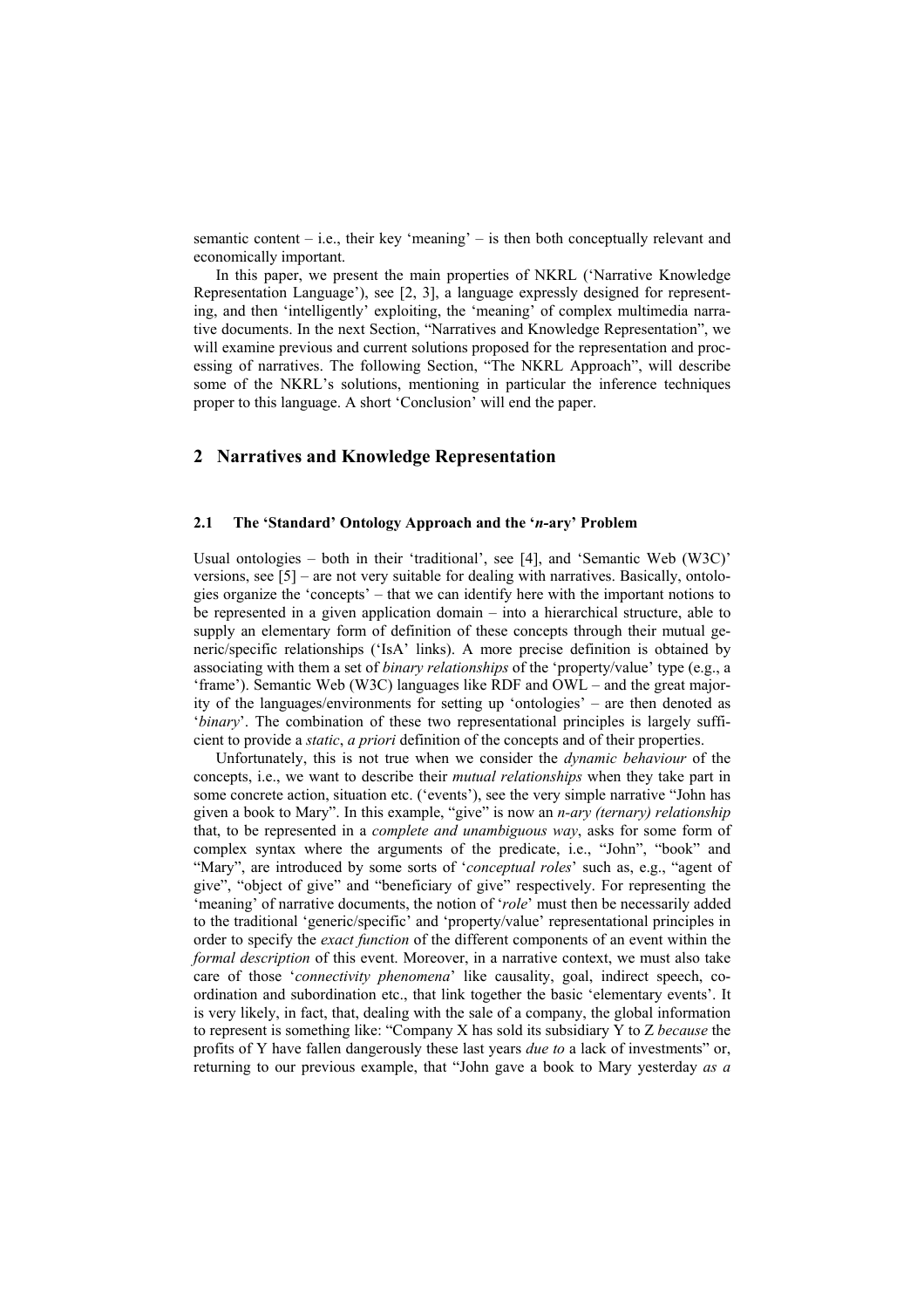semantic content – i.e., their key 'meaning' – is then both conceptually relevant and economically important.

In this paper, we present the main properties of NKRL ('Narrative Knowledge Representation Language'), see [2, 3], a language expressly designed for representing, and then 'intelligently' exploiting, the 'meaning' of complex multimedia narrative documents. In the next Section, "Narratives and Knowledge Representation", we will examine previous and current solutions proposed for the representation and processing of narratives. The following Section, "The NKRL Approach", will describe some of the NKRL's solutions, mentioning in particular the inference techniques proper to this language. A short 'Conclusion' will end the paper.

## 2 Narratives and Knowledge Representation

### 2.1 The 'Standard' Ontology Approach and the '*n*-ary' Problem

Usual ontologies – both in their 'traditional', see [4], and 'Semantic Web (W3C)' versions, see [5] – are not very suitable for dealing with narratives. Basically, ontologies organize the 'concepts' – that we can identify here with the important notions to be represented in a given application domain – into a hierarchical structure, able to supply an elementary form of definition of these concepts through their mutual generic/specific relationships ('IsA' links). A more precise definition is obtained by associating with them a set of *binary relationships* of the 'property/value' type (e.g., a 'frame'). Semantic Web (W3C) languages like RDF and OWL – and the great majority of the languages/environments for setting up 'ontologies' – are then denoted as '*binary*'. The combination of these two representational principles is largely sufficient to provide a *static*, *a priori* definition of the concepts and of their properties.

Unfortunately, this is not true when we consider the *dynamic behaviour* of the concepts, i.e., we want to describe their *mutual relationships* when they take part in some concrete action, situation etc. ('events'), see the very simple narrative "John has given a book to Mary". In this example, "give" is now an *n-ary (ternary) relationship* that, to be represented in a *complete and unambiguous way*, asks for some form of complex syntax where the arguments of the predicate, i.e., "John", "book" and "Mary", are introduced by some sorts of '*conceptual roles*' such as, e.g., "agent of give", "object of give" and "beneficiary of give" respectively. For representing the 'meaning' of narrative documents, the notion of '*role*' must then be necessarily added to the traditional 'generic/specific' and 'property/value' representational principles in order to specify the *exact function* of the different components of an event within the *formal description* of this event. Moreover, in a narrative context, we must also take care of those '*connectivity phenomena*' like causality, goal, indirect speech, coordination and subordination etc., that link together the basic 'elementary events'. It is very likely, in fact, that, dealing with the sale of a company, the global information to represent is something like: "Company X has sold its subsidiary Y to Z *because* the profits of Y have fallen dangerously these last years *due to* a lack of investments" or, returning to our previous example, that "John gave a book to Mary yesterday *as a*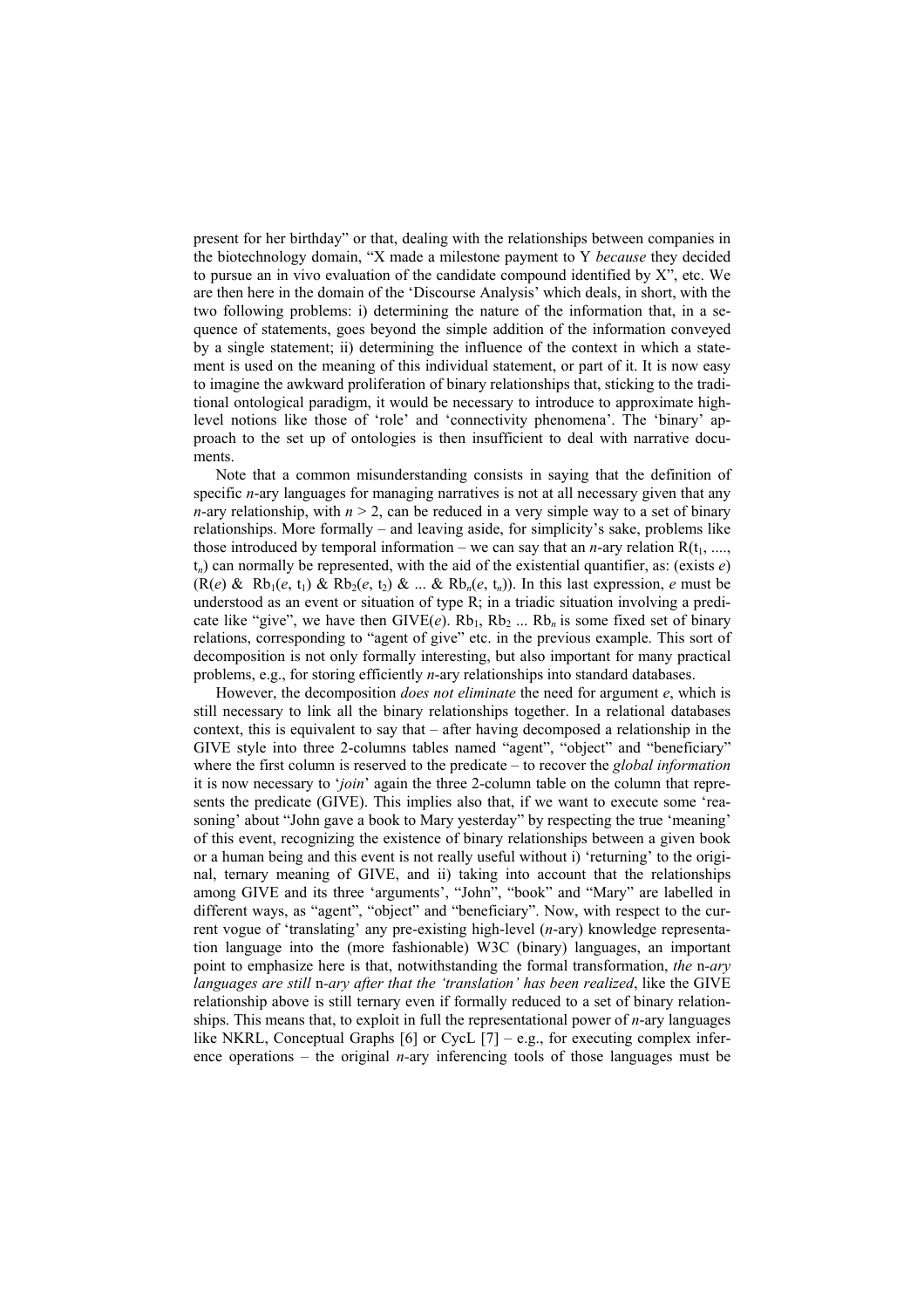present for her birthday" or that, dealing with the relationships between companies in the biotechnology domain, "X made a milestone payment to Y *because* they decided to pursue an in vivo evaluation of the candidate compound identified by X", etc. We are then here in the domain of the 'Discourse Analysis' which deals, in short, with the two following problems: i) determining the nature of the information that, in a sequence of statements, goes beyond the simple addition of the information conveyed by a single statement; ii) determining the influence of the context in which a statement is used on the meaning of this individual statement, or part of it. It is now easy to imagine the awkward proliferation of binary relationships that, sticking to the traditional ontological paradigm, it would be necessary to introduce to approximate high-level notions like those of 'role' and 'connectivity phenomena'. The 'binary' approach to the set up of ontologies is then insufficient to deal with narrative documents.

Note that a common misunderstanding consists in saying that the definition of specific *n*-ary languages for managing narratives is not at all necessary given that any *n*-ary relationship, with $n > 2$, can be reduced in a very simple way to a set of binary relationships. More formally – and leaving aside, for simplicity's sake, problems like those introduced by temporal information – we can say that an *n*-ary relation $R(t_1, ...., t_n)$ can normally be represented, with the aid of the existential quantifier, as: (exists $e$) $(R(e)$ & $Rb_1(e, t_1)$ & $Rb_2(e, t_2)$ & ... & $Rb_n(e, t_n))$. In this last expression, $e$ must be understood as an event or situation of type R; in a triadic situation involving a predicate like "give", we have then GIVE($e$). $Rb_1$, $Rb_2$ ... $Rb_n$ is some fixed set of binary relations, corresponding to "agent of give" etc. in the previous example. This sort of decomposition is not only formally interesting, but also important for many practical problems, e.g., for storing efficiently *n*-ary relationships into standard databases.

However, the decomposition *does not eliminate* the need for argument $e$, which is still necessary to link all the binary relationships together. In a relational databases context, this is equivalent to say that – after having decomposed a relationship in the GIVE style into three 2-columns tables named "agent", "object" and "beneficiary" where the first column is reserved to the predicate – to recover the *global information* it is now necessary to '*join*' again the three 2-column table on the column that represents the predicate (GIVE). This implies also that, if we want to execute some 'reasoning' about "John gave a book to Mary yesterday" by respecting the true 'meaning' of this event, recognizing the existence of binary relationships between a given book or a human being and this event is not really useful without i) 'returning' to the original, ternary meaning of GIVE, and ii) taking into account that the relationships among GIVE and its three 'arguments', "John", "book" and "Mary" are labelled in different ways, as "agent", "object" and "beneficiary". Now, with respect to the current vogue of 'translating' any pre-existing high-level (*n*-ary) knowledge representation language into the (more fashionable) W3C (binary) languages, an important point to emphasize here is that, notwithstanding the formal transformation, *the* n-*ary languages are still* n-*ary after that the 'translation' has been realized*, like the GIVE relationship above is still ternary even if formally reduced to a set of binary relationships. This means that, to exploit in full the representational power of *n*-ary languages like NKRL, Conceptual Graphs [6] or CycL [7] – e.g., for executing complex inference operations – the original *n*-ary inferencing tools of those languages must be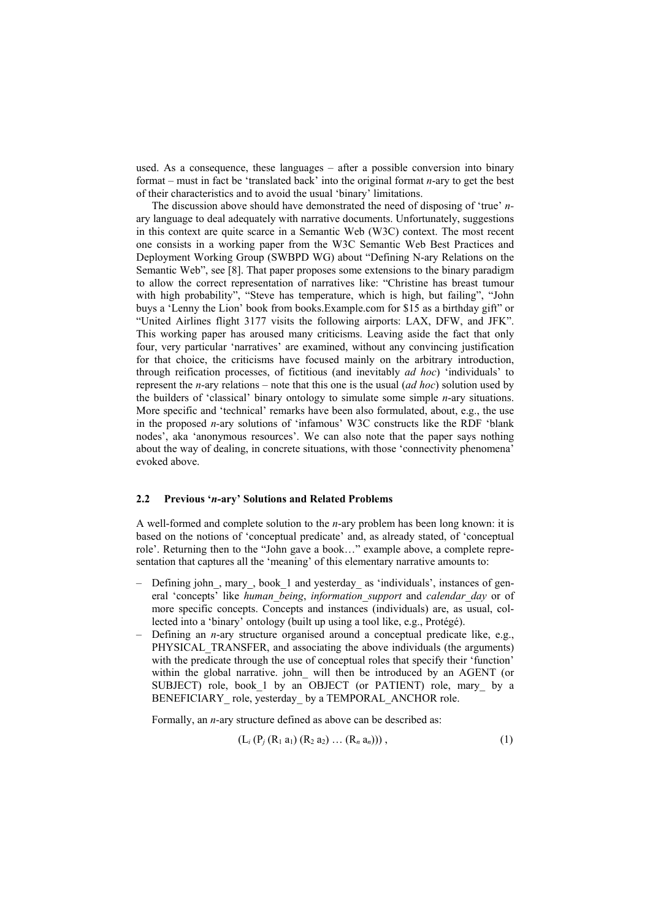used. As a consequence, these languages – after a possible conversion into binary format – must in fact be 'translated back' into the original format *n*-ary to get the best of their characteristics and to avoid the usual 'binary' limitations.

The discussion above should have demonstrated the need of disposing of 'true' *n*-ary language to deal adequately with narrative documents. Unfortunately, suggestions in this context are quite scarce in a Semantic Web (W3C) context. The most recent one consists in a working paper from the W3C Semantic Web Best Practices and Deployment Working Group (SWBPD WG) about "Defining N-ary Relations on the Semantic Web", see [8]. That paper proposes some extensions to the binary paradigm to allow the correct representation of narratives like: "Christine has breast tumour with high probability", "Steve has temperature, which is high, but failing", "John buys a 'Lenny the Lion' book from books.Example.com for $15 as a birthday gift" or "United Airlines flight 3177 visits the following airports: LAX, DFW, and JFK". This working paper has aroused many criticisms. Leaving aside the fact that only four, very particular 'narratives' are examined, without any convincing justification for that choice, the criticisms have focused mainly on the arbitrary introduction, through reification processes, of fictitious (and inevitably *ad hoc*) 'individuals' to represent the *n*-ary relations – note that this one is the usual (*ad hoc*) solution used by the builders of 'classical' binary ontology to simulate some simple *n*-ary situations. More specific and 'technical' remarks have been also formulated, about, e.g., the use in the proposed *n*-ary solutions of 'infamous' W3C constructs like the RDF 'blank nodes', aka 'anonymous resources'. We can also note that the paper says nothing about the way of dealing, in concrete situations, with those 'connectivity phenomena' evoked above.

### 2.2 Previous '*n*-ary' Solutions and Related Problems

A well-formed and complete solution to the *n*-ary problem has been long known: it is based on the notions of 'conceptual predicate' and, as already stated, of 'conceptual role'. Returning then to the "John gave a book…" example above, a complete representation that captures all the 'meaning' of this elementary narrative amounts to:

- Defining john_, mary_, book_1 and yesterday_ as 'individuals', instances of general 'concepts' like *human_being*, *information_support* and *calendar_day* or of more specific concepts. Concepts and instances (individuals) are, as usual, collected into a 'binary' ontology (built up using a tool like, e.g., Protégé).
- Defining an *n*-ary structure organised around a conceptual predicate like, e.g., PHYSICAL_TRANSFER, and associating the above individuals (the arguments) with the predicate through the use of conceptual roles that specify their 'function' within the global narrative. john_ will then be introduced by an AGENT (or SUBJECT) role, book_1 by an OBJECT (or PATIENT) role, mary_ by a BENEFICIARY_ role, yesterday_ by a TEMPORAL_ANCHOR role.

Formally, an *n*-ary structure defined as above can be described as:

$$(L_i\ (P_j\ (R_1\ a_1)\ (R_2\ a_2)\ \ldots\ (R_n\ a_n)))\ , \tag{1}$$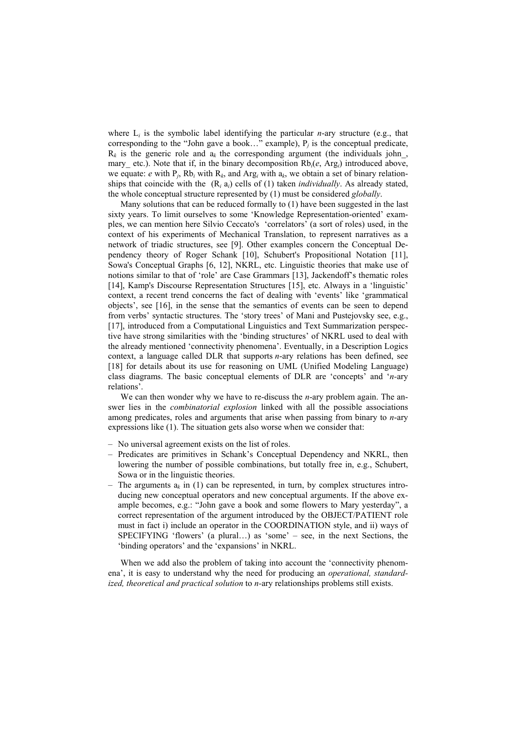where $L_i$ is the symbolic label identifying the particular *n*-ary structure (e.g., that corresponding to the "John gave a book…" example), $P_j$ is the conceptual predicate, $R_k$ is the generic role and $a_k$ the corresponding argument (the individuals john_, mary_ etc.). Note that if, in the binary decomposition $Rb_i(e, Arg_i)$ introduced above, we equate: $e$ with $P_j$, $Rb_i$ with $R_k$, and $Arg_i$ with $a_k$, we obtain a set of binary relationships that coincide with the $(R_i\ a_i)$ cells of (1) taken *individually*. As already stated, the whole conceptual structure represented by (1) must be considered *globally*.

Many solutions that can be reduced formally to (1) have been suggested in the last sixty years. To limit ourselves to some 'Knowledge Representation-oriented' examples, we can mention here Silvio Ceccato's 'correlators' (a sort of roles) used, in the context of his experiments of Mechanical Translation, to represent narratives as a network of triadic structures, see [9]. Other examples concern the Conceptual Dependency theory of Roger Schank [10], Schubert's Propositional Notation [11], Sowa's Conceptual Graphs [6, 12], NKRL, etc. Linguistic theories that make use of notions similar to that of 'role' are Case Grammars [13], Jackendoff's thematic roles [14], Kamp's Discourse Representation Structures [15], etc. Always in a 'linguistic' context, a recent trend concerns the fact of dealing with 'events' like 'grammatical objects', see [16], in the sense that the semantics of events can be seen to depend from verbs' syntactic structures. The 'story trees' of Mani and Pustejovsky see, e.g., [17], introduced from a Computational Linguistics and Text Summarization perspective have strong similarities with the 'binding structures' of NKRL used to deal with the already mentioned 'connectivity phenomena'. Eventually, in a Description Logics context, a language called DLR that supports *n*-ary relations has been defined, see [18] for details about its use for reasoning on UML (Unified Modeling Language) class diagrams. The basic conceptual elements of DLR are 'concepts' and '*n*-ary relations'.

We can then wonder why we have to re-discuss the *n*-ary problem again. The answer lies in the *combinatorial explosion* linked with all the possible associations among predicates, roles and arguments that arise when passing from binary to *n*-ary expressions like (1). The situation gets also worse when we consider that:

- No universal agreement exists on the list of roles.
- Predicates are primitives in Schank's Conceptual Dependency and NKRL, then lowering the number of possible combinations, but totally free in, e.g., Schubert, Sowa or in the linguistic theories.
- The arguments $a_k$ in (1) can be represented, in turn, by complex structures introducing new conceptual operators and new conceptual arguments. If the above example becomes, e.g.: "John gave a book and some flowers to Mary yesterday", a correct representation of the argument introduced by the OBJECT/PATIENT role must in fact i) include an operator in the COORDINATION style, and ii) ways of SPECIFYING 'flowers' (a plural…) as 'some' – see, in the next Sections, the 'binding operators' and the 'expansions' in NKRL.

When we add also the problem of taking into account the 'connectivity phenomena', it is easy to understand why the need for producing an *operational, standardized, theoretical and practical solution* to *n*-ary relationships problems still exists.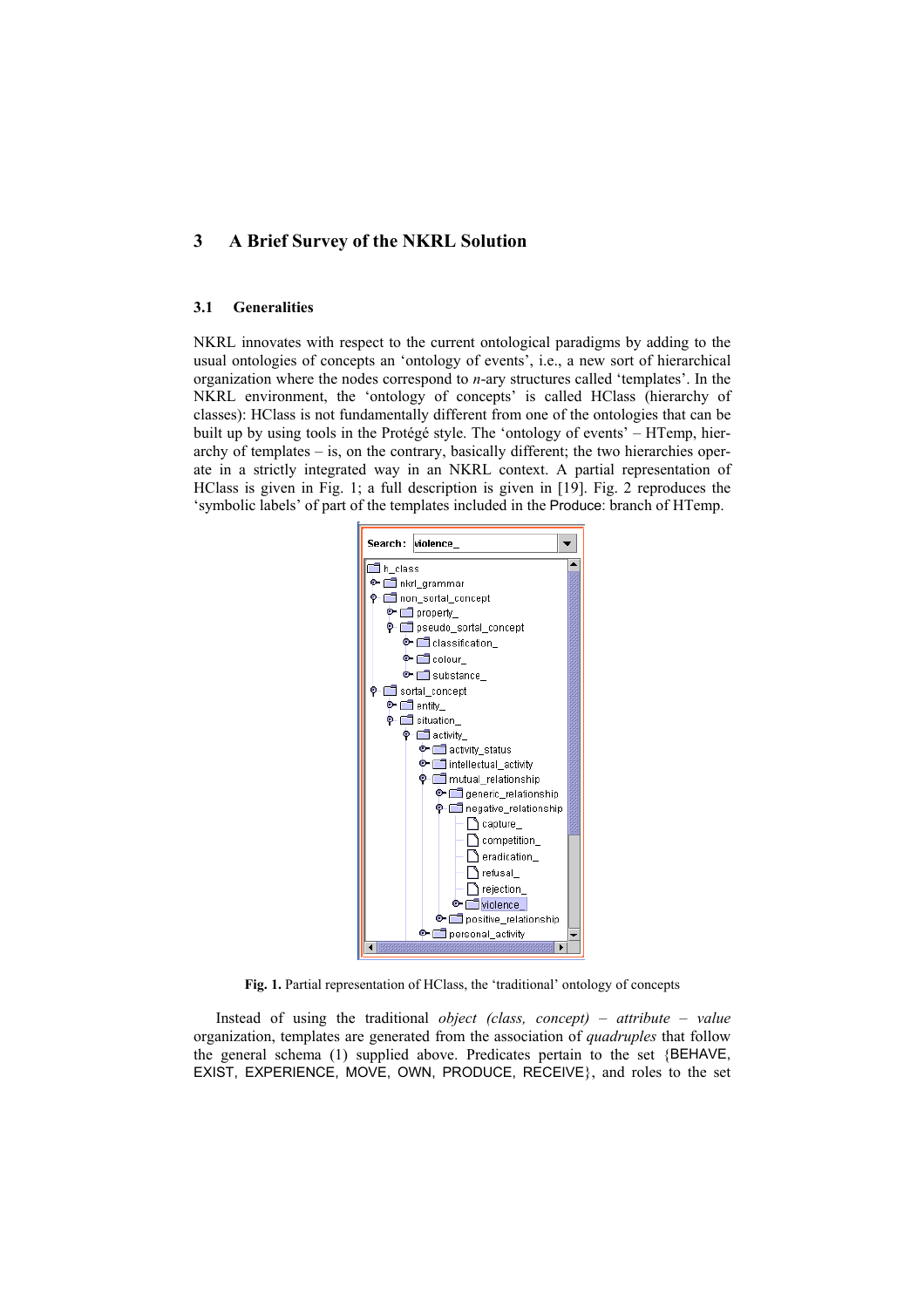## 3 A Brief Survey of the NKRL Solution

### 3.1 Generalities

NKRL innovates with respect to the current ontological paradigms by adding to the usual ontologies of concepts an 'ontology of events', i.e., a new sort of hierarchical organization where the nodes correspond to *n*-ary structures called 'templates'. In the NKRL environment, the 'ontology of concepts' is called HClass (hierarchy of classes): HClass is not fundamentally different from one of the ontologies that can be built up by using tools in the Protégé style. The 'ontology of events' – HTemp, hierarchy of templates – is, on the contrary, basically different; the two hierarchies operate in a strictly integrated way in an NKRL context. A partial representation of HClass is given in Fig. 1; a full description is given in [19]. Fig. 2 reproduces the 'symbolic labels' of part of the templates included in the Produce: branch of HTemp.

**Fig. 1.** Partial representation of HClass, the 'traditional' ontology of concepts

Instead of using the traditional *object (class, concept) – attribute – value* organization, templates are generated from the association of *quadruples* that follow the general schema (1) supplied above. Predicates pertain to the set {BEHAVE, EXIST, EXPERIENCE, MOVE, OWN, PRODUCE, RECEIVE}, and roles to the set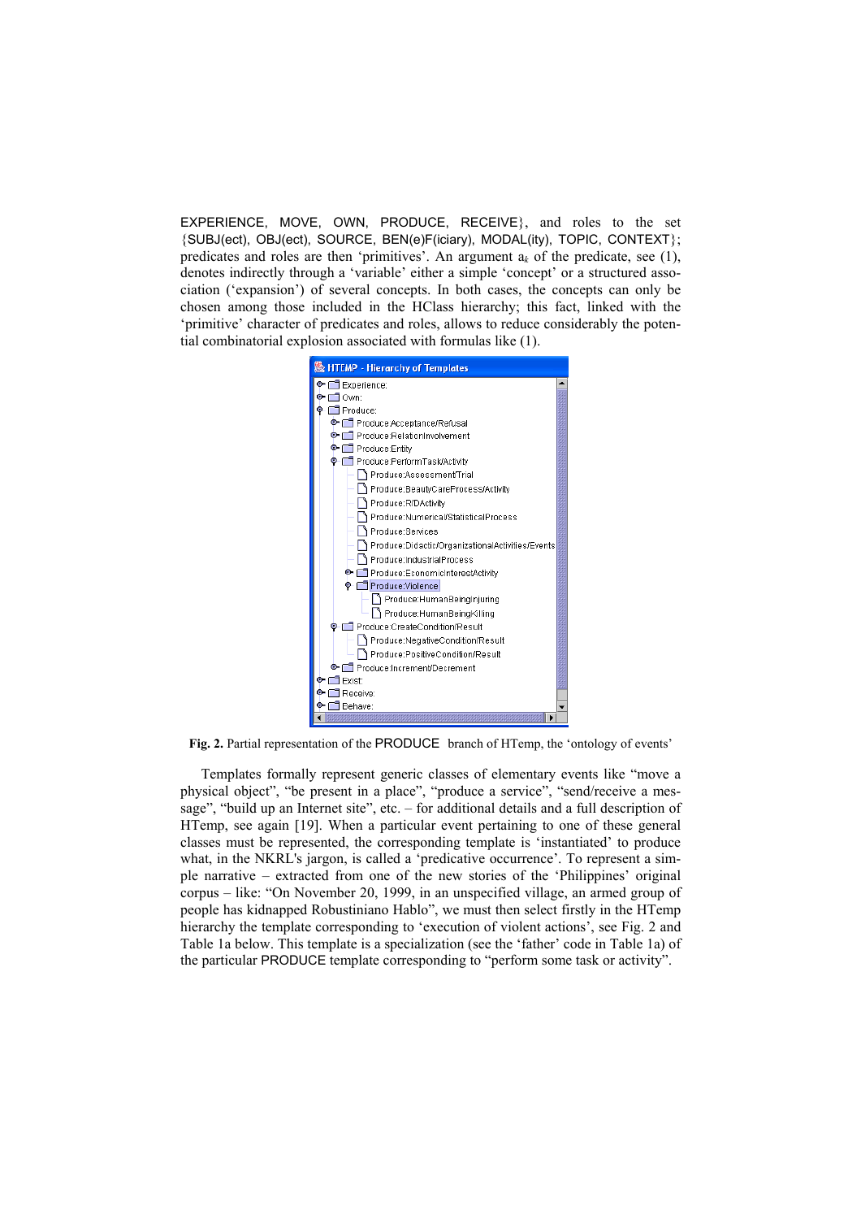EXPERIENCE, MOVE, OWN, PRODUCE, RECEIVE}, and roles to the set {SUBJ(ect), OBJ(ect), SOURCE, BEN(e)F(iciary), MODAL(ity), TOPIC, CONTEXT}; predicates and roles are then 'primitives'. An argument $a_k$ of the predicate, see (1), denotes indirectly through a 'variable' either a simple 'concept' or a structured association ('expansion') of several concepts. In both cases, the concepts can only be chosen among those included in the HClass hierarchy; this fact, linked with the 'primitive' character of predicates and roles, allows to reduce considerably the potential combinatorial explosion associated with formulas like (1).

**Fig. 2.** Partial representation of the PRODUCE branch of HTemp, the 'ontology of events'

Templates formally represent generic classes of elementary events like "move a physical object", "be present in a place", "produce a service", "send/receive a message", "build up an Internet site", etc. – for additional details and a full description of HTemp, see again [19]. When a particular event pertaining to one of these general classes must be represented, the corresponding template is 'instantiated' to produce what, in the NKRL's jargon, is called a 'predicative occurrence'. To represent a simple narrative – extracted from one of the new stories of the 'Philippines' original corpus – like: "On November 20, 1999, in an unspecified village, an armed group of people has kidnapped Robustiniano Hablo", we must then select firstly in the HTemp hierarchy the template corresponding to 'execution of violent actions', see Fig. 2 and Table 1a below. This template is a specialization (see the 'father' code in Table 1a) of the particular PRODUCE template corresponding to "perform some task or activity".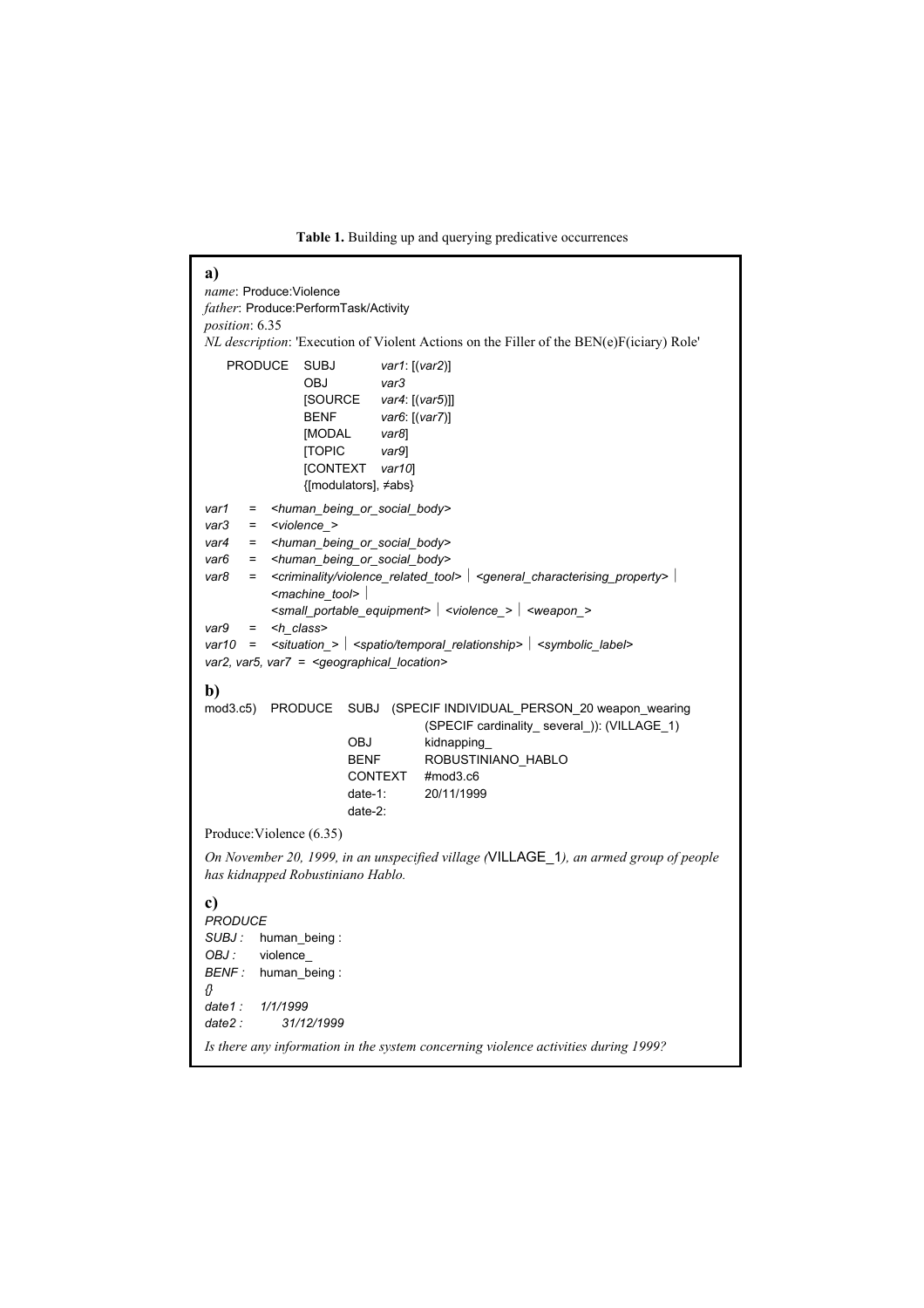**Table 1.** Building up and querying predicative occurrences

**a)**

*name*: Produce:Violence
*father*: Produce:PerformTask/Activity
*position*: 6.35
*NL description*: 'Execution of Violent Actions on the Filler of the BEN(e)F(iciary) Role'

```
PRODUCE   SUBJ        var1: [(var2)]
          OBJ         var3
          [SOURCE     var4: [(var5)]]
          BENF        var6: [(var7)]
          [MODAL      var8]
          [TOPIC      var9]
          [CONTEXT    var10]
          {[modulators], ≠abs}
```

```
var1  =  <human_being_or_social_body>
var3  =  <violence_>
var4  =  <human_being_or_social_body>
var6  =  <human_being_or_social_body>
var8  =  <criminality/violence_related_tool> | <general_characterising_property> |
         <machine_tool> |
         <small_portable_equipment> | <violence_> | <weapon_>
var9  =  <h_class>
var10 =  <situation_> | <spatio/temporal_relationship> | <symbolic_label>
var2, var5, var7 = <geographical_location>
```

**b)**

```
mod3.c5)  PRODUCE  SUBJ     (SPECIF INDIVIDUAL_PERSON_20 weapon_wearing
                             (SPECIF cardinality_ several_)): (VILLAGE_1)
                   OBJ      kidnapping_
                   BENF     ROBUSTINIANO_HABLO
                   CONTEXT  #mod3.c6
                   date-1:  20/11/1999
                   date-2:
```

Produce:Violence (6.35)

*On November 20, 1999, in an unspecified village (VILLAGE_1), an armed group of people has kidnapped Robustiniano Hablo.*

**c)**

```
PRODUCE
SUBJ :   human_being :
OBJ :    violence_
BENF :   human_being :
{}
date1 :  1/1/1999
date2 :  31/12/1999
```

*Is there any information in the system concerning violence activities during 1999?*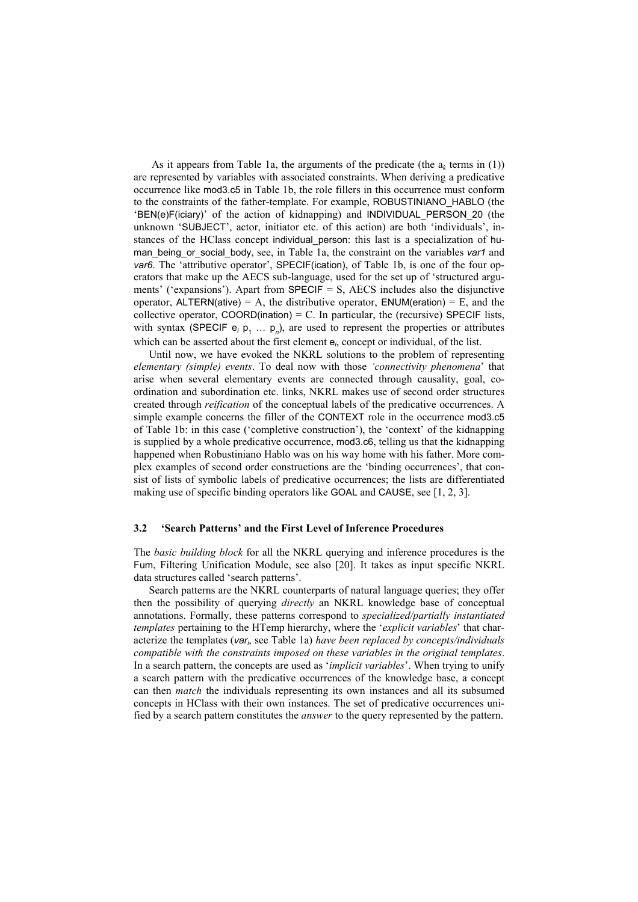As it appears from Table 1a, the arguments of the predicate (the $a_k$ terms in (1)) are represented by variables with associated constraints. When deriving a predicative occurrence like mod3.c5 in Table 1b, the role fillers in this occurrence must conform to the constraints of the father-template. For example, ROBUSTINIANO_HABLO (the 'BEN(e)F(iciary)' of the action of kidnapping) and INDIVIDUAL_PERSON_20 (the unknown 'SUBJECT', actor, initiator etc. of this action) are both 'individuals', instances of the HClass concept individual_person: this last is a specialization of human_being_or_social_body, see, in Table 1a, the constraint on the variables *var1* and *var6*. The 'attributive operator', SPECIF(ication), of Table 1b, is one of the four operators that make up the AECS sub-language, used for the set up of 'structured arguments' ('expansions'). Apart from SPECIF = S, AECS includes also the disjunctive operator, ALTERN(ative) = A, the distributive operator, ENUM(eration) = E, and the collective operator, COORD(ination) = C. In particular, the (recursive) SPECIF lists, with syntax (SPECIF $e_i$ $p_1$ … $p_n$), are used to represent the properties or attributes which can be asserted about the first element $e_i$, concept or individual, of the list.

Until now, we have evoked the NKRL solutions to the problem of representing *elementary (simple) events*. To deal now with those *'connectivity phenomena'* that arise when several elementary events are connected through causality, goal, coordination and subordination etc. links, NKRL makes use of second order structures created through *reification* of the conceptual labels of the predicative occurrences. A simple example concerns the filler of the CONTEXT role in the occurrence mod3.c5 of Table 1b: in this case ('completive construction'), the 'context' of the kidnapping is supplied by a whole predicative occurrence, mod3.c6, telling us that the kidnapping happened when Robustiniano Hablo was on his way home with his father. More complex examples of second order constructions are the 'binding occurrences', that consist of lists of symbolic labels of predicative occurrences; the lists are differentiated making use of specific binding operators like GOAL and CAUSE, see [1, 2, 3].

### 3.2 'Search Patterns' and the First Level of Inference Procedures

The *basic building block* for all the NKRL querying and inference procedures is the Fum, Filtering Unification Module, see also [20]. It takes as input specific NKRL data structures called 'search patterns'.

Search patterns are the NKRL counterparts of natural language queries; they offer then the possibility of querying *directly* an NKRL knowledge base of conceptual annotations. Formally, these patterns correspond to *specialized/partially instantiated templates* pertaining to the HTemp hierarchy, where the '*explicit variables*' that characterize the templates ($var_i$, see Table 1a) *have been replaced by concepts/individuals compatible with the constraints imposed on these variables in the original templates*. In a search pattern, the concepts are used as '*implicit variables*'. When trying to unify a search pattern with the predicative occurrences of the knowledge base, a concept can then *match* the individuals representing its own instances and all its subsumed concepts in HClass with their own instances. The set of predicative occurrences unified by a search pattern constitutes the *answer* to the query represented by the pattern.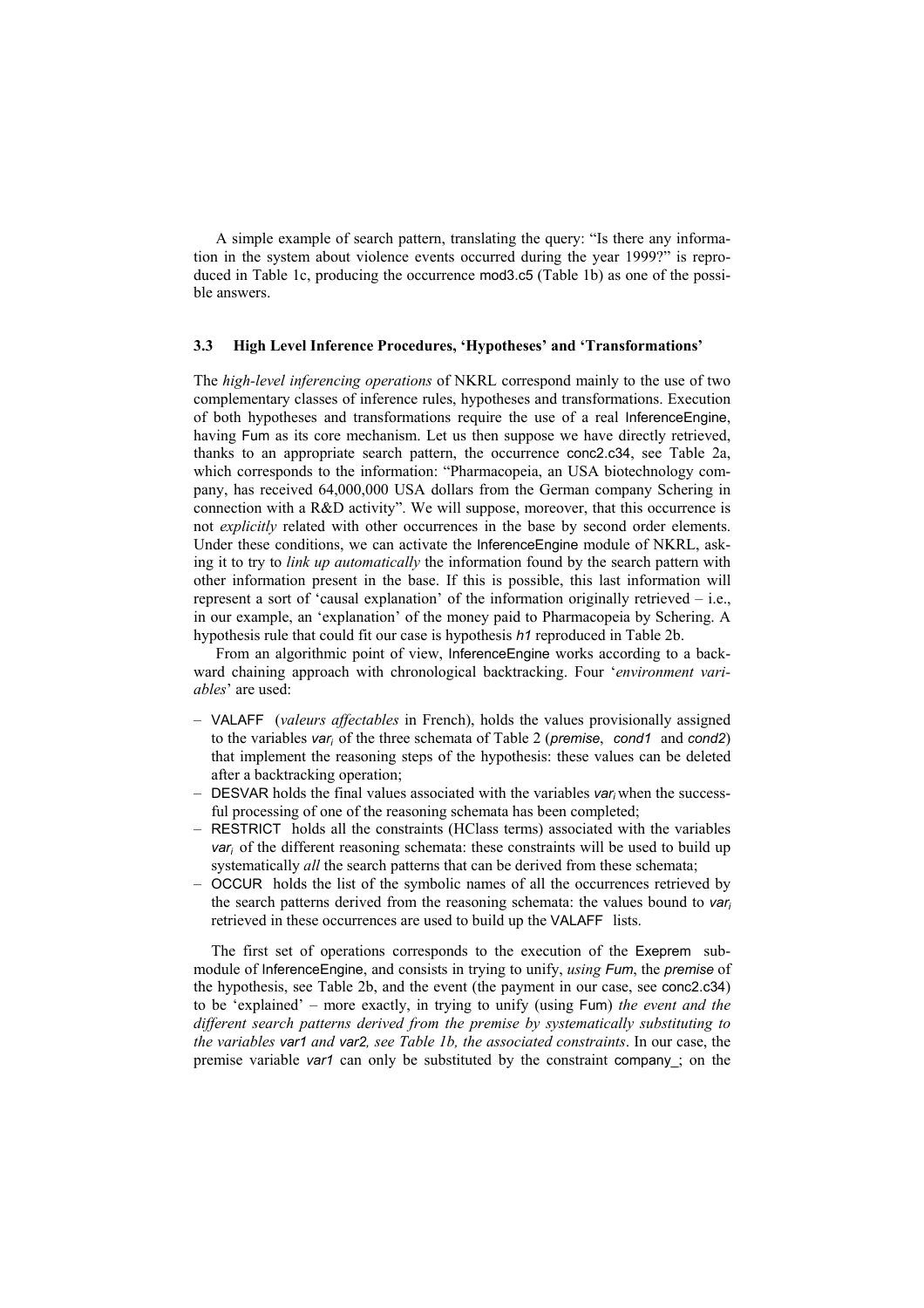A simple example of search pattern, translating the query: "Is there any information in the system about violence events occurred during the year 1999?" is reproduced in Table 1c, producing the occurrence mod3.c5 (Table 1b) as one of the possible answers.

### 3.3 High Level Inference Procedures, 'Hypotheses' and 'Transformations'

The *high-level inferencing operations* of NKRL correspond mainly to the use of two complementary classes of inference rules, hypotheses and transformations. Execution of both hypotheses and transformations require the use of a real InferenceEngine, having Fum as its core mechanism. Let us then suppose we have directly retrieved, thanks to an appropriate search pattern, the occurrence conc2.c34, see Table 2a, which corresponds to the information: "Pharmacopeia, an USA biotechnology company, has received 64,000,000 USA dollars from the German company Schering in connection with a R&D activity". We will suppose, moreover, that this occurrence is not *explicitly* related with other occurrences in the base by second order elements. Under these conditions, we can activate the InferenceEngine module of NKRL, asking it to try to *link up automatically* the information found by the search pattern with other information present in the base. If this is possible, this last information will represent a sort of 'causal explanation' of the information originally retrieved – i.e., in our example, an 'explanation' of the money paid to Pharmacopeia by Schering. A hypothesis rule that could fit our case is hypothesis *h1* reproduced in Table 2b.

From an algorithmic point of view, InferenceEngine works according to a backward chaining approach with chronological backtracking. Four '*environment variables*' are used:

- VALAFF (*valeurs affectables* in French), holds the values provisionally assigned to the variables $var_i$ of the three schemata of Table 2 (*premise*, *cond1* and *cond2*) that implement the reasoning steps of the hypothesis: these values can be deleted after a backtracking operation;
- DESVAR holds the final values associated with the variables $var_i$ when the successful processing of one of the reasoning schemata has been completed;
- RESTRICT holds all the constraints (HClass terms) associated with the variables $var_i$ of the different reasoning schemata: these constraints will be used to build up systematically *all* the search patterns that can be derived from these schemata;
- OCCUR holds the list of the symbolic names of all the occurrences retrieved by the search patterns derived from the reasoning schemata: the values bound to $var_i$ retrieved in these occurrences are used to build up the VALAFF lists.

The first set of operations corresponds to the execution of the Exeprem submodule of InferenceEngine, and consists in trying to unify, *using Fum*, the *premise* of the hypothesis, see Table 2b, and the event (the payment in our case, see conc2.c34) to be 'explained' – more exactly, in trying to unify (using Fum) *the event and the different search patterns derived from the premise by systematically substituting to the variables var1 and var2, see Table 1b, the associated constraints*. In our case, the premise variable *var1* can only be substituted by the constraint company_; on the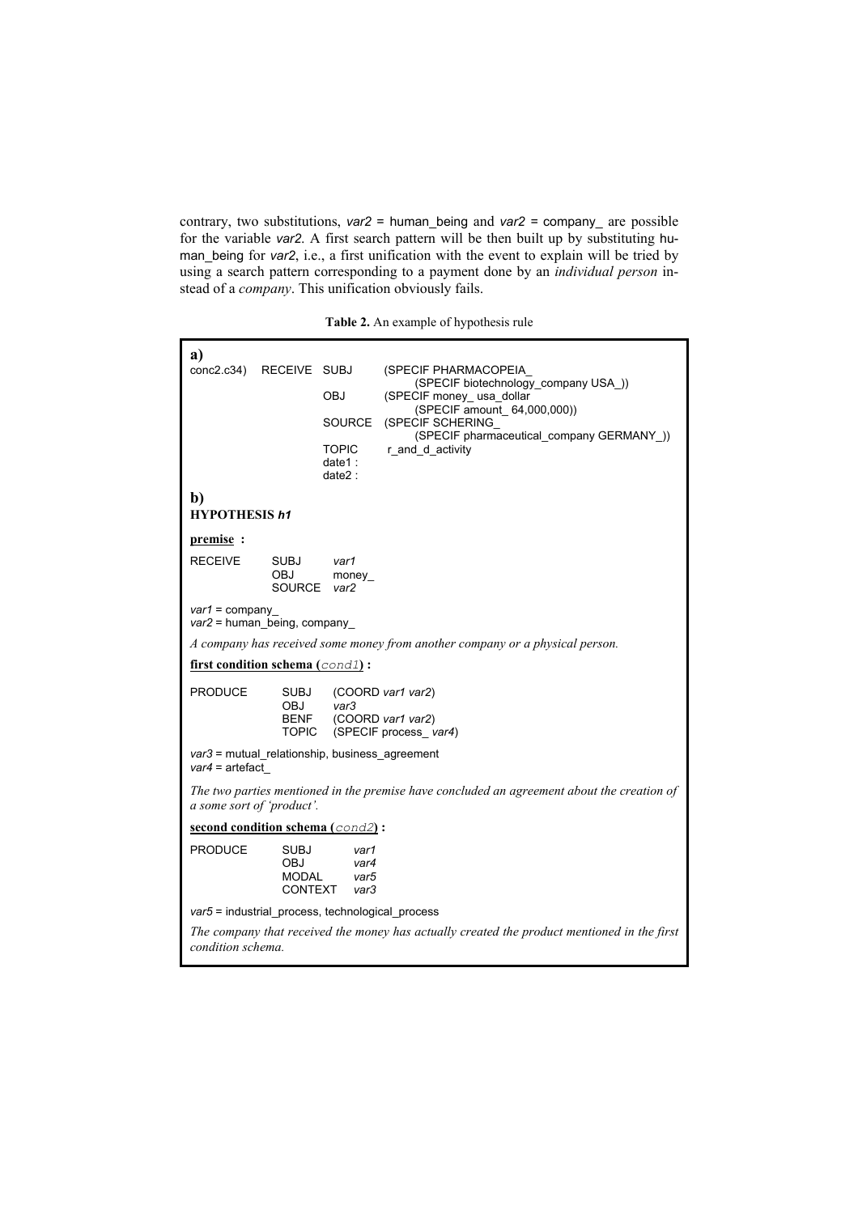contrary, two substitutions, *var2* = human_being and *var2* = company_ are possible for the variable *var2*. A first search pattern will be then built up by substituting human_being for *var2*, i.e., a first unification with the event to explain will be tried by using a search pattern corresponding to a payment done by an *individual person* instead of a *company*. This unification obviously fails.

**Table 2.** An example of hypothesis rule

**a)**

```
conc2.c34)   RECEIVE   SUBJ     (SPECIF PHARMACOPEIA_
                                    (SPECIF biotechnology_company USA_))
                       OBJ      (SPECIF money_ usa_dollar
                                    (SPECIF amount_ 64,000,000))
                       SOURCE   (SPECIF SCHERING_
                                    (SPECIF pharmaceutical_company GERMANY_))
                       TOPIC    r_and_d_activity
                       date1 :
                       date2 :
```

**b)**

**HYPOTHESIS *h1***

**premise :**

```
RECEIVE    SUBJ     var1
           OBJ      money_
           SOURCE   var2
```

*var1* = company_
*var2* = human_being, company_

*A company has received some money from another company or a physical person.*

**first condition schema (`cond1`) :**

```
PRODUCE    SUBJ    (COORD var1 var2)
           OBJ     var3
           BENF    (COORD var1 var2)
           TOPIC   (SPECIF process_ var4)
```

*var3* = mutual_relationship, business_agreement
*var4* = artefact_

*The two parties mentioned in the premise have concluded an agreement about the creation of a some sort of 'product'.*

**second condition schema (`cond2`) :**

```
PRODUCE    SUBJ      var1
           OBJ       var4
           MODAL     var5
           CONTEXT   var3
```

*var5* = industrial_process, technological_process

*The company that received the money has actually created the product mentioned in the first condition schema.*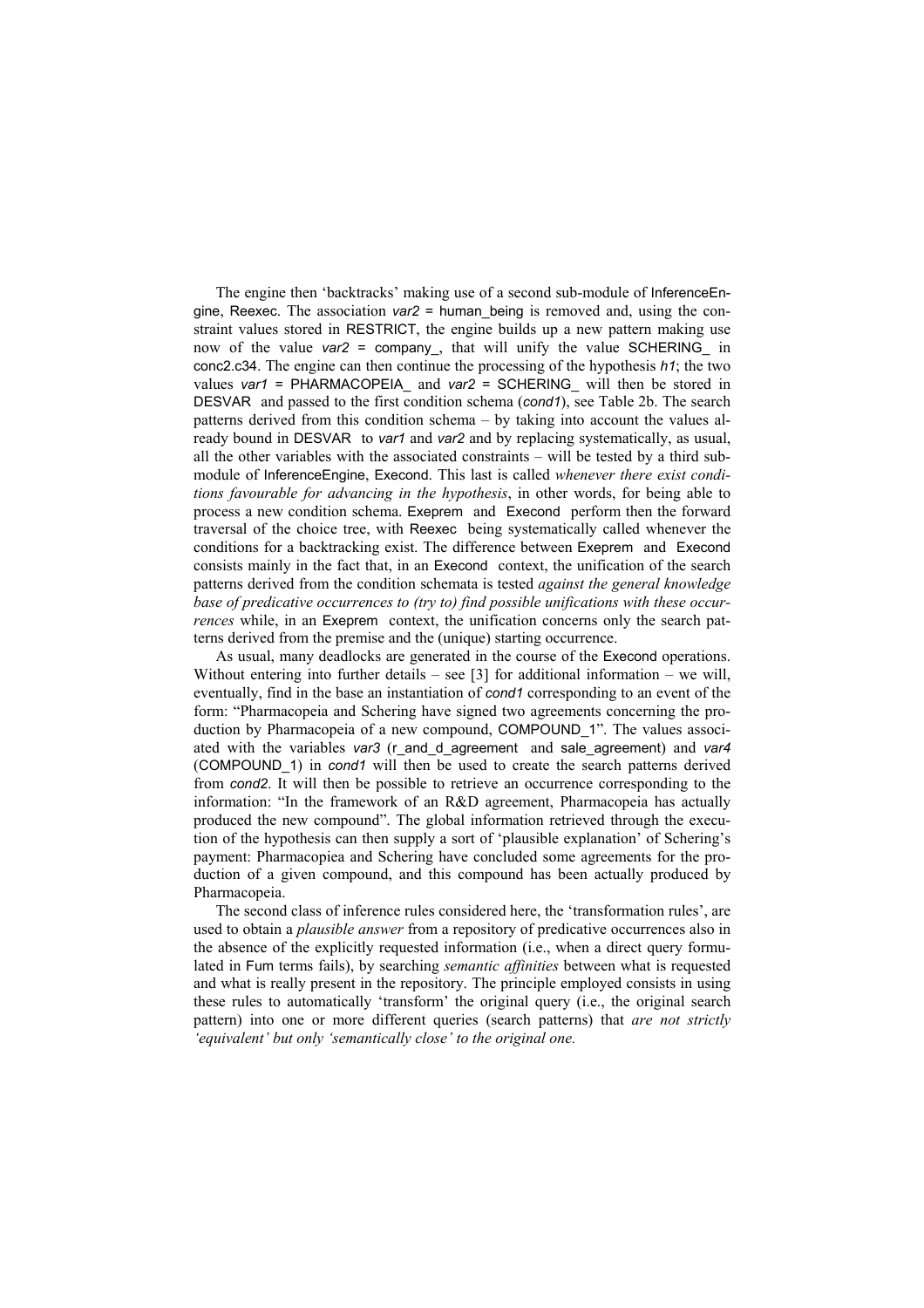The engine then 'backtracks' making use of a second sub-module of InferenceEngine, Reexec. The association *var2* = human_being is removed and, using the constraint values stored in RESTRICT, the engine builds up a new pattern making use now of the value *var2* = company_, that will unify the value SCHERING_ in conc2.c34. The engine can then continue the processing of the hypothesis *h1*; the two values *var1* = PHARMACOPEIA_ and *var2* = SCHERING_ will then be stored in DESVAR and passed to the first condition schema (*cond1*), see Table 2b. The search patterns derived from this condition schema – by taking into account the values already bound in DESVAR to *var1* and *var2* and by replacing systematically, as usual, all the other variables with the associated constraints – will be tested by a third sub-module of InferenceEngine, Execond. This last is called *whenever there exist conditions favourable for advancing in the hypothesis*, in other words, for being able to process a new condition schema. Exeprem and Execond perform then the forward traversal of the choice tree, with Reexec being systematically called whenever the conditions for a backtracking exist. The difference between Exeprem and Execond consists mainly in the fact that, in an Execond context, the unification of the search patterns derived from the condition schemata is tested *against the general knowledge base of predicative occurrences to (try to) find possible unifications with these occurrences* while, in an Exeprem context, the unification concerns only the search patterns derived from the premise and the (unique) starting occurrence.

As usual, many deadlocks are generated in the course of the Execond operations. Without entering into further details – see [3] for additional information – we will, eventually, find in the base an instantiation of *cond1* corresponding to an event of the form: "Pharmacopeia and Schering have signed two agreements concerning the production by Pharmacopeia of a new compound, COMPOUND_1". The values associated with the variables *var3* (r_and_d_agreement and sale_agreement) and *var4* (COMPOUND_1) in *cond1* will then be used to create the search patterns derived from *cond2*. It will then be possible to retrieve an occurrence corresponding to the information: "In the framework of an R&D agreement, Pharmacopeia has actually produced the new compound". The global information retrieved through the execution of the hypothesis can then supply a sort of 'plausible explanation' of Schering's payment: Pharmacopiea and Schering have concluded some agreements for the production of a given compound, and this compound has been actually produced by Pharmacopeia.

The second class of inference rules considered here, the 'transformation rules', are used to obtain a *plausible answer* from a repository of predicative occurrences also in the absence of the explicitly requested information (i.e., when a direct query formulated in Fum terms fails), by searching *semantic affinities* between what is requested and what is really present in the repository. The principle employed consists in using these rules to automatically 'transform' the original query (i.e., the original search pattern) into one or more different queries (search patterns) that *are not strictly 'equivalent' but only 'semantically close' to the original one.*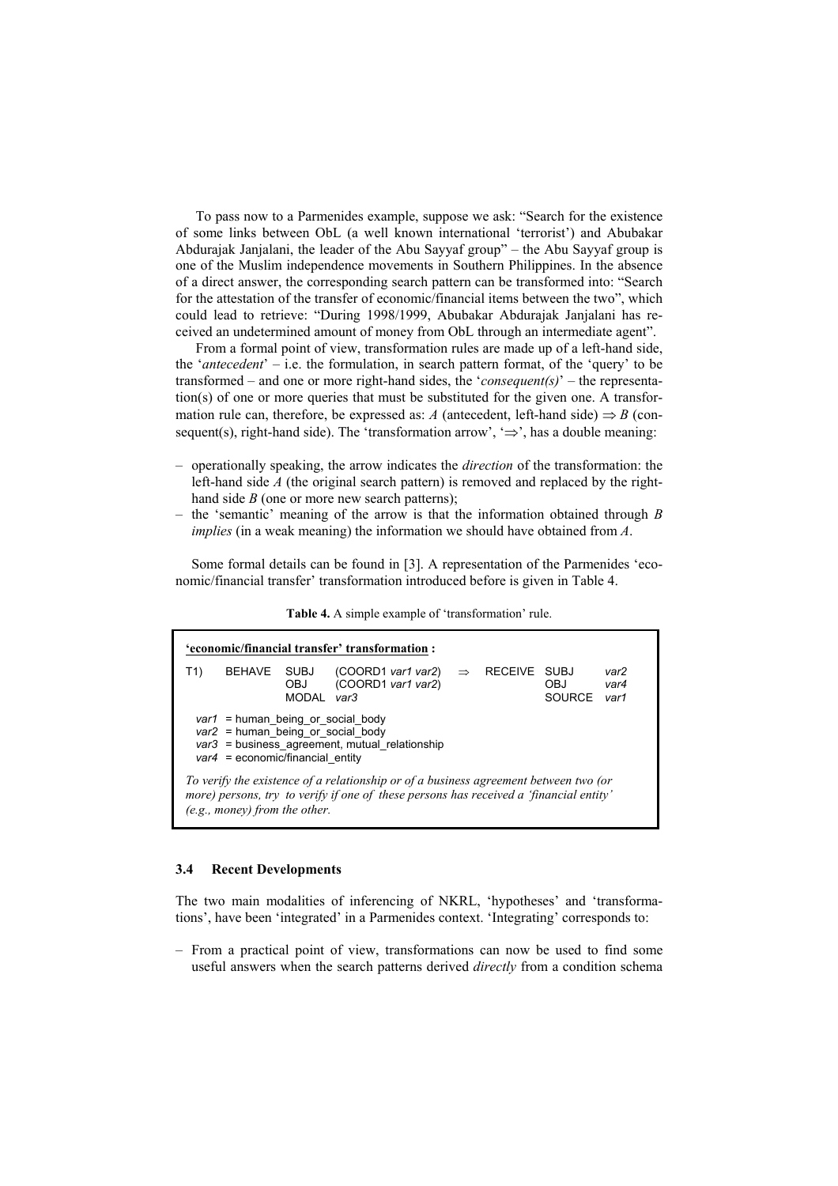To pass now to a Parmenides example, suppose we ask: “Search for the existence of some links between ObL (a well known international ‘terrorist’) and Abubakar Abdurajak Janjalani, the leader of the Abu Sayyaf group” – the Abu Sayyaf group is one of the Muslim independence movements in Southern Philippines. In the absence of a direct answer, the corresponding search pattern can be transformed into: “Search for the attestation of the transfer of economic/financial items between the two”, which could lead to retrieve: “During 1998/1999, Abubakar Abdurajak Janjalani has received an undetermined amount of money from ObL through an intermediate agent”.

From a formal point of view, transformation rules are made up of a left-hand side, the ‘*antecedent*’ – i.e. the formulation, in search pattern format, of the ‘query’ to be transformed – and one or more right-hand sides, the ‘*consequent(s)*’ – the representation(s) of one or more queries that must be substituted for the given one. A transformation rule can, therefore, be expressed as: $A$ (antecedent, left-hand side) $\Rightarrow B$ (consequent(s), right-hand side). The ‘transformation arrow’, ‘$\Rightarrow$’, has a double meaning:

- operationally speaking, the arrow indicates the *direction* of the transformation: the left-hand side $A$ (the original search pattern) is removed and replaced by the right-hand side $B$ (one or more new search patterns);
- the ‘semantic’ meaning of the arrow is that the information obtained through $B$ *implies* (in a weak meaning) the information we should have obtained from $A$.

Some formal details can be found in [3]. A representation of the Parmenides ‘economic/financial transfer’ transformation introduced before is given in Table 4.

**Table 4.** A simple example of ‘transformation’ rule.

**‘economic/financial transfer’ transformation :**

| | | | | | | | |
|---|---|---|---|---|---|---|---|
| T1) | BEHAVE | SUBJ | (COORD1 *var1 var2*) | $\Rightarrow$ | RECEIVE | SUBJ | *var2* |
| | | OBJ | (COORD1 *var1 var2*) | | | OBJ | *var4* |
| | | MODAL | *var3* | | | SOURCE | *var1* |

*var1* = human_being_or_social_body
*var2* = human_being_or_social_body
*var3* = business_agreement, mutual_relationship
*var4* = economic/financial_entity

*To verify the existence of a relationship or of a business agreement between two (or more) persons, try to verify if one of these persons has received a ‘financial entity’ (e.g., money) from the other.*

### 3.4 Recent Developments

The two main modalities of inferencing of NKRL, ‘hypotheses’ and ‘transformations’, have been ‘integrated’ in a Parmenides context. ‘Integrating’ corresponds to:

- From a practical point of view, transformations can now be used to find some useful answers when the search patterns derived *directly* from a condition schema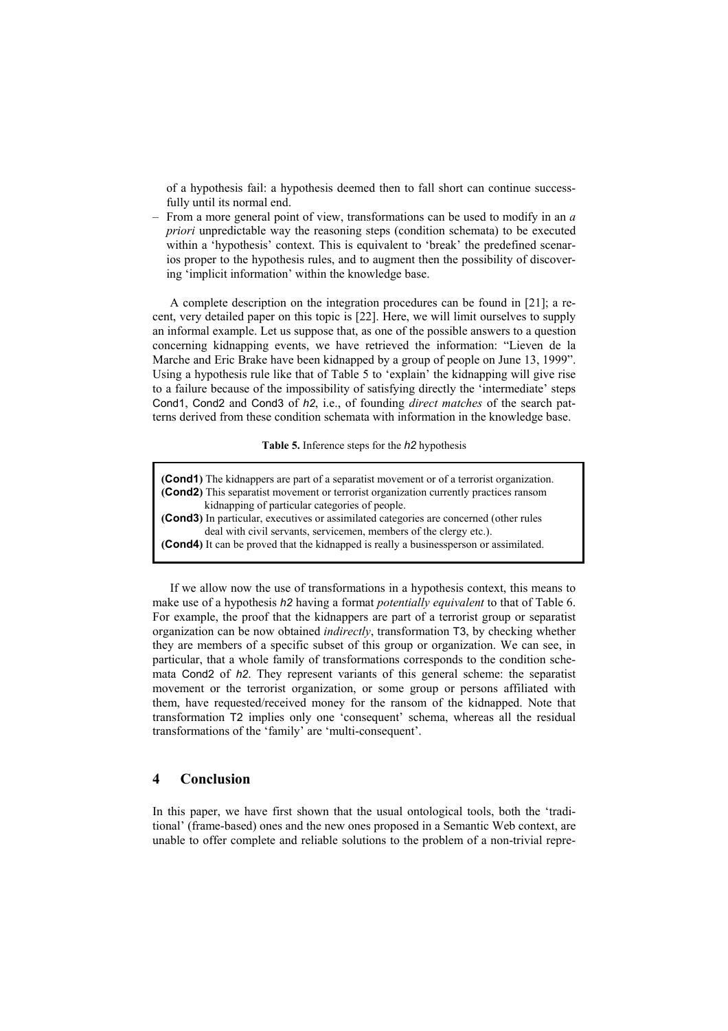of a hypothesis fail: a hypothesis deemed then to fall short can continue successfully until its normal end.

– From a more general point of view, transformations can be used to modify in an *a priori* unpredictable way the reasoning steps (condition schemata) to be executed within a 'hypothesis' context. This is equivalent to 'break' the predefined scenarios proper to the hypothesis rules, and to augment then the possibility of discovering 'implicit information' within the knowledge base.

A complete description on the integration procedures can be found in [21]; a recent, very detailed paper on this topic is [22]. Here, we will limit ourselves to supply an informal example. Let us suppose that, as one of the possible answers to a question concerning kidnapping events, we have retrieved the information: "Lieven de la Marche and Eric Brake have been kidnapped by a group of people on June 13, 1999". Using a hypothesis rule like that of Table 5 to 'explain' the kidnapping will give rise to a failure because of the impossibility of satisfying directly the 'intermediate' steps Cond1, Cond2 and Cond3 of *h2*, i.e., of founding *direct matches* of the search patterns derived from these condition schemata with information in the knowledge base.

**Table 5.** Inference steps for the *h2* hypothesis

| |
|---|
| **(Cond1)** The kidnappers are part of a separatist movement or of a terrorist organization. |
| **(Cond2)** This separatist movement or terrorist organization currently practices ransom kidnapping of particular categories of people. |
| **(Cond3)** In particular, executives or assimilated categories are concerned (other rules deal with civil servants, servicemen, members of the clergy etc.). |
| **(Cond4)** It can be proved that the kidnapped is really a businessperson or assimilated. |

If we allow now the use of transformations in a hypothesis context, this means to make use of a hypothesis *h2* having a format *potentially equivalent* to that of Table 6. For example, the proof that the kidnappers are part of a terrorist group or separatist organization can be now obtained *indirectly*, transformation T3, by checking whether they are members of a specific subset of this group or organization. We can see, in particular, that a whole family of transformations corresponds to the condition schemata Cond2 of *h2*. They represent variants of this general scheme: the separatist movement or the terrorist organization, or some group or persons affiliated with them, have requested/received money for the ransom of the kidnapped. Note that transformation T2 implies only one 'consequent' schema, whereas all the residual transformations of the 'family' are 'multi-consequent'.

## 4 Conclusion

In this paper, we have first shown that the usual ontological tools, both the 'traditional' (frame-based) ones and the new ones proposed in a Semantic Web context, are unable to offer complete and reliable solutions to the problem of a non-trivial repre-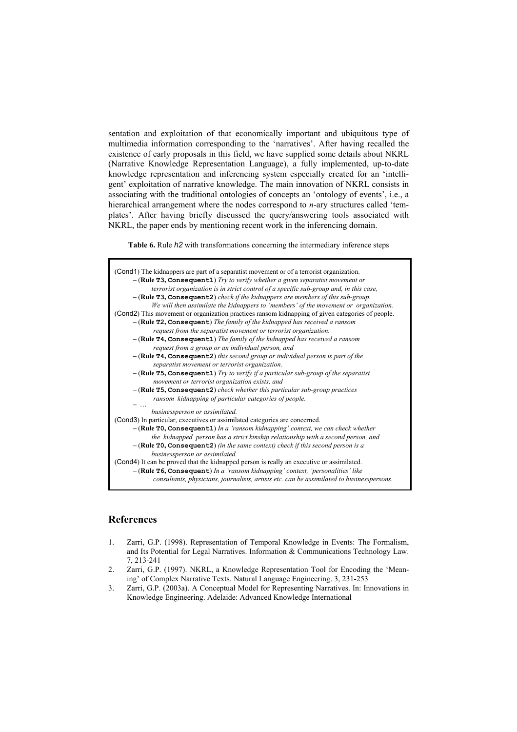sentation and exploitation of that economically important and ubiquitous type of multimedia information corresponding to the 'narratives'. After having recalled the existence of early proposals in this field, we have supplied some details about NKRL (Narrative Knowledge Representation Language), a fully implemented, up-to-date knowledge representation and inferencing system especially created for an 'intelligent' exploitation of narrative knowledge. The main innovation of NKRL consists in associating with the traditional ontologies of concepts an 'ontology of events', i.e., a hierarchical arrangement where the nodes correspond to *n*-ary structures called 'templates'. After having briefly discussed the query/answering tools associated with NKRL, the paper ends by mentioning recent work in the inferencing domain.

**Table 6.** Rule *h2* with transformations concerning the intermediary inference steps

(Cond1) The kidnappers are part of a separatist movement or of a terrorist organization.
- (**Rule `T3`, `Consequent1`**) *Try to verify whether a given separatist movement or terrorist organization is in strict control of a specific sub-group and, in this case,*
- (**Rule `T3`, `Consequent2`**) *check if the kidnappers are members of this sub-group. We will then assimilate the kidnappers to 'members' of the movement or organization.*

(Cond2) This movement or organization practices ransom kidnapping of given categories of people.
- (**Rule `T2`, `Consequent`**) *The family of the kidnapped has received a ransom request from the separatist movement or terrorist organization.*
- (**Rule `T4`, `Consequent1`**) *The family of the kidnapped has received a ransom request from a group or an individual person, and*
- (**Rule `T4`, `Consequent2`**) *this second group or individual person is part of the separatist movement or terrorist organization.*
- (**Rule `T5`, `Consequent1`**) *Try to verify if a particular sub-group of the separatist movement or terrorist organization exists, and*
- (**Rule `T5`, `Consequent2`**) *check whether this particular sub-group practices ransom kidnapping of particular categories of people.*
- …
  *businessperson or assimilated.*

(Cond3) In particular, executives or assimilated categories are concerned.
- (**Rule `T0`, `Consequent1`**) *In a 'ransom kidnapping' context, we can check whether the kidnapped person has a strict kinship relationship with a second person, and*
- (**Rule `T0`, `Consequent2`**) *(in the same context) check if this second person is a businessperson or assimilated.*

(Cond4) It can be proved that the kidnapped person is really an executive or assimilated.
- (**Rule `T6`, `Consequent`**) *In a 'ransom kidnapping' context, 'personalities' like consultants, physicians, journalists, artists etc. can be assimilated to businesspersons.*

## References

1. Zarri, G.P. (1998). Representation of Temporal Knowledge in Events: The Formalism, and Its Potential for Legal Narratives. Information & Communications Technology Law. 7, 213-241
2. Zarri, G.P. (1997). NKRL, a Knowledge Representation Tool for Encoding the 'Meaning' of Complex Narrative Texts. Natural Language Engineering. 3, 231-253
3. Zarri, G.P. (2003a). A Conceptual Model for Representing Narratives. In: Innovations in Knowledge Engineering. Adelaide: Advanced Knowledge International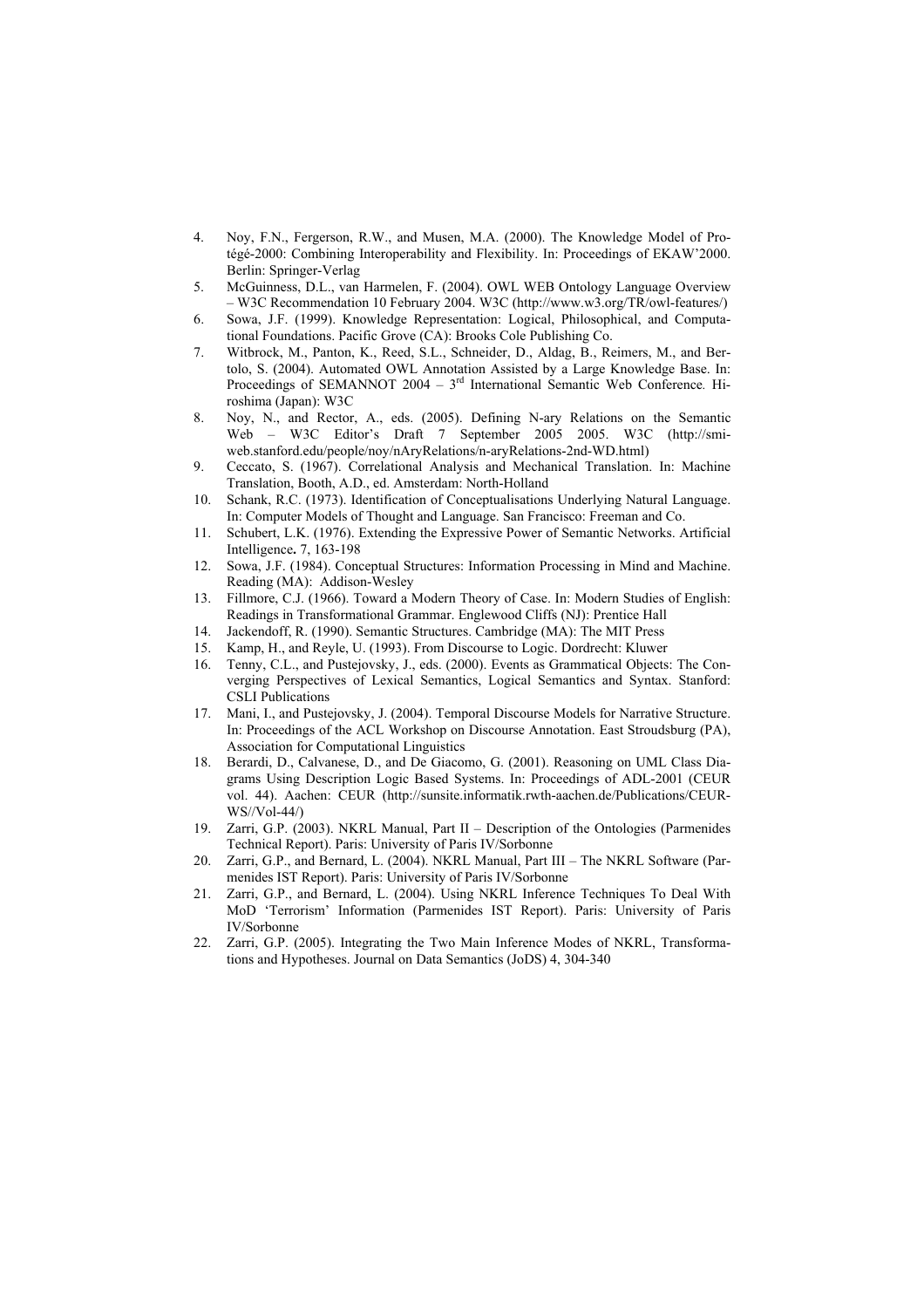4. Noy, F.N., Fergerson, R.W., and Musen, M.A. (2000). The Knowledge Model of Protégé-2000: Combining Interoperability and Flexibility. In: Proceedings of EKAW'2000. Berlin: Springer-Verlag
5. McGuinness, D.L., van Harmelen, F. (2004). OWL WEB Ontology Language Overview – W3C Recommendation 10 February 2004. W3C (http://www.w3.org/TR/owl-features/)
6. Sowa, J.F. (1999). Knowledge Representation: Logical, Philosophical, and Computational Foundations. Pacific Grove (CA): Brooks Cole Publishing Co.
7. Witbrock, M., Panton, K., Reed, S.L., Schneider, D., Aldag, B., Reimers, M., and Bertolo, S. (2004). Automated OWL Annotation Assisted by a Large Knowledge Base. In: Proceedings of SEMANNOT 2004 – 3rd International Semantic Web Conference. Hiroshima (Japan): W3C
8. Noy, N., and Rector, A., eds. (2005). Defining N-ary Relations on the Semantic Web – W3C Editor's Draft 7 September 2005 2005. W3C (http://smi-web.stanford.edu/people/noy/nAryRelations/n-aryRelations-2nd-WD.html)
9. Ceccato, S. (1967). Correlational Analysis and Mechanical Translation. In: Machine Translation, Booth, A.D., ed. Amsterdam: North-Holland
10. Schank, R.C. (1973). Identification of Conceptualisations Underlying Natural Language. In: Computer Models of Thought and Language. San Francisco: Freeman and Co.
11. Schubert, L.K. (1976). Extending the Expressive Power of Semantic Networks. Artificial Intelligence**.** 7, 163-198
12. Sowa, J.F. (1984). Conceptual Structures: Information Processing in Mind and Machine. Reading (MA): Addison-Wesley
13. Fillmore, C.J. (1966). Toward a Modern Theory of Case. In: Modern Studies of English: Readings in Transformational Grammar. Englewood Cliffs (NJ): Prentice Hall
14. Jackendoff, R. (1990). Semantic Structures. Cambridge (MA): The MIT Press
15. Kamp, H., and Reyle, U. (1993). From Discourse to Logic. Dordrecht: Kluwer
16. Tenny, C.L., and Pustejovsky, J., eds. (2000). Events as Grammatical Objects: The Converging Perspectives of Lexical Semantics, Logical Semantics and Syntax. Stanford: CSLI Publications
17. Mani, I., and Pustejovsky, J. (2004). Temporal Discourse Models for Narrative Structure. In: Proceedings of the ACL Workshop on Discourse Annotation. East Stroudsburg (PA), Association for Computational Linguistics
18. Berardi, D., Calvanese, D., and De Giacomo, G. (2001). Reasoning on UML Class Diagrams Using Description Logic Based Systems. In: Proceedings of ADL-2001 (CEUR vol. 44). Aachen: CEUR (http://sunsite.informatik.rwth-aachen.de/Publications/CEUR-WS//Vol-44/)
19. Zarri, G.P. (2003). NKRL Manual, Part II – Description of the Ontologies (Parmenides Technical Report). Paris: University of Paris IV/Sorbonne
20. Zarri, G.P., and Bernard, L. (2004). NKRL Manual, Part III – The NKRL Software (Parmenides IST Report). Paris: University of Paris IV/Sorbonne
21. Zarri, G.P., and Bernard, L. (2004). Using NKRL Inference Techniques To Deal With MoD 'Terrorism' Information (Parmenides IST Report). Paris: University of Paris IV/Sorbonne
22. Zarri, G.P. (2005). Integrating the Two Main Inference Modes of NKRL, Transformations and Hypotheses. Journal on Data Semantics (JoDS) 4, 304-340